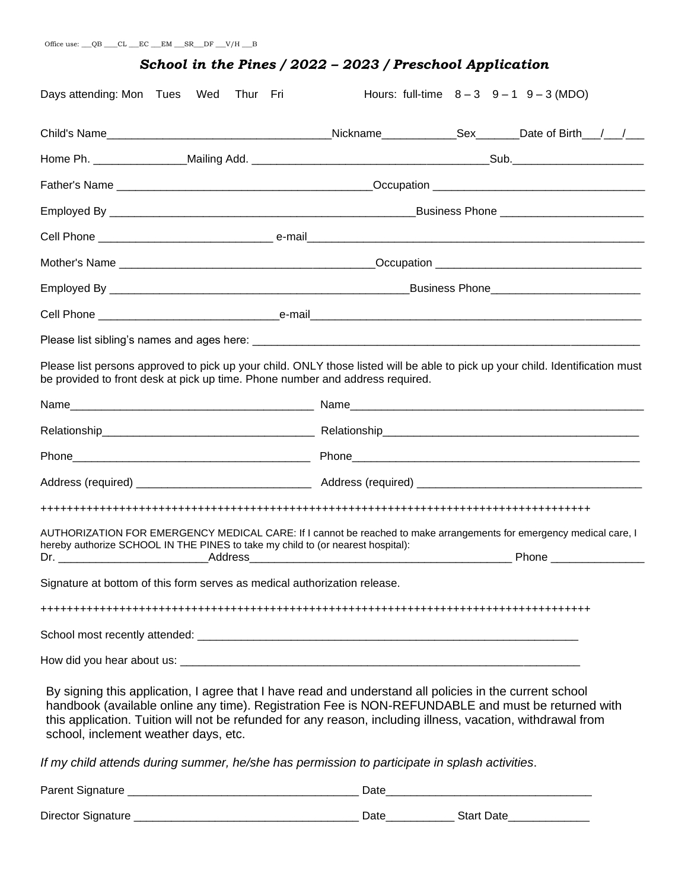Office use: ___QB ____CL ___EC ___EM ___SR___DF ___V/H ___B

## *School in the Pines / 2022 – 2023 / Preschool Application*

Days attending: Mon Tues Wed Thur Fri                Hours: full-time 8 – 3 9 – 1 9 – 3 (MDO)

Child's Name____________________________________Nickname____________Sex_______Date of Birth___/___/___

Home Ph. _______________Mailing Add. ______________________________________Sub._____________________

Father's Name _________________________________________Occupation __________________________________

Employed By _________________________________________________Business Phone ________________________

Cell Phone ____________________________ e-mail________________________________________________________

Mother's Name _________________________________________Occupation _________________________________

Employed By _________________________________________________Business Phone________________________

Cell Phone _____________________________e-mail_______________________________________________________

Please list sibling's names and ages here: _________________________________________________________________

Please list persons approved to pick up your child. ONLY those listed will be able to pick up your child. Identification must be provided to front desk at pick up time. Phone number and address required.

Name_______________________________________ Name_______________________________________________

Relationship__________________________________ Relationship__________________________________________

Phone______________________________________ Phone_______________________________________________

Address (required) ____________________________ Address (required) ____________________________________

+++++++++++++++++++++++++++++++++++++++++++++++++++++++++++++++++++++++++++++++++++++

AUTHORIZATION FOR EMERGENCY MEDICAL CARE: If I cannot be reached to make arrangements for emergency medical care, I hereby authorize SCHOOL IN THE PINES to take my child to (or nearest hospital):
Dr. ________________________Address__________________________________________ Phone _______________

Signature at bottom of this form serves as medical authorization release.

+++++++++++++++++++++++++++++++++++++++++++++++++++++++++++++++++++++++++++++++++++++

School most recently attended: _______________________________________________________________

How did you hear about us: __________________________________________________________________

By signing this application, I agree that I have read and understand all policies in the current school handbook (available online any time). Registration Fee is NON-REFUNDABLE and must be returned with this application. Tuition will not be refunded for any reason, including illness, vacation, withdrawal from school, inclement weather days, etc.

*If my child attends during summer, he/she has permission to participate in splash activities*.

Parent Signature _____________________________________ Date________________________________

Director Signature ____________________________________ Date___________ Start Date_____________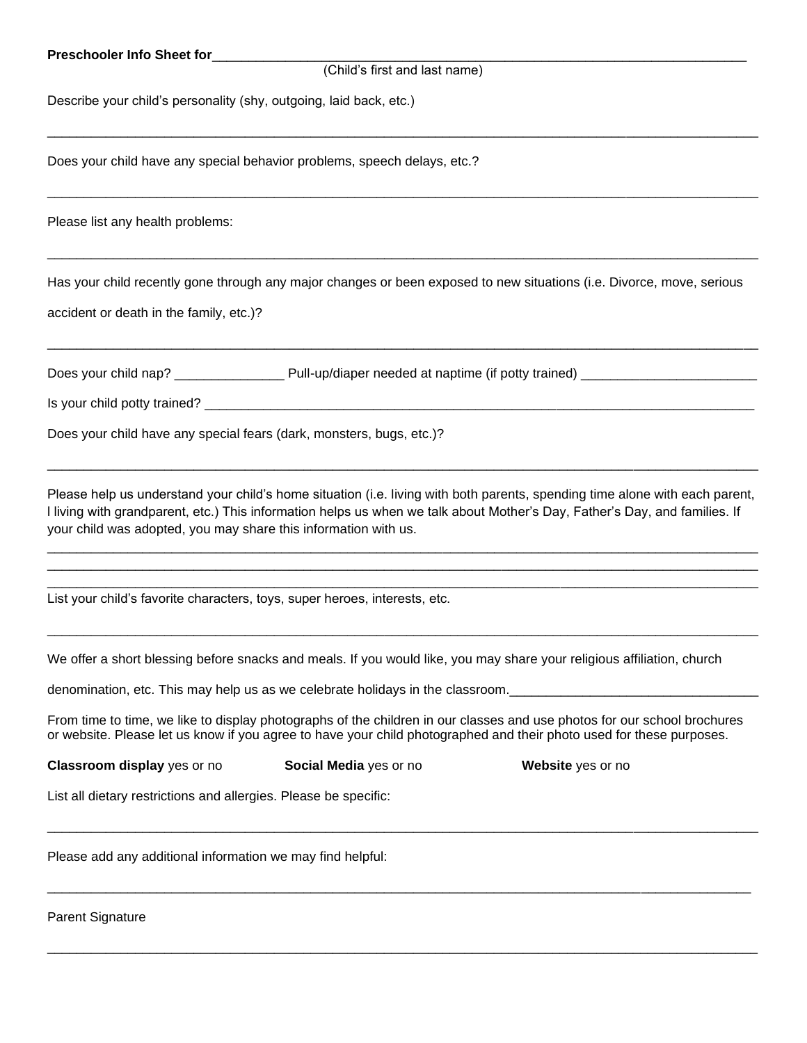**Preschooler Info Sheet for**\_\_\_\_\_\_\_\_\_\_\_\_\_\_\_\_\_\_\_\_\_\_\_\_\_\_\_\_\_\_\_\_\_\_\_\_\_\_\_\_\_\_\_\_\_\_\_\_\_\_\_\_\_\_\_\_\_\_\_\_\_\_\_\_\_\_\_\_\_\_\_\_

(Child's first and last name)

Describe your child's personality (shy, outgoing, laid back, etc.)

\_\_\_\_\_\_\_\_\_\_\_\_\_\_\_\_\_\_\_\_\_\_\_\_\_\_\_\_\_\_\_\_\_\_\_\_\_\_\_\_\_\_\_\_\_\_\_\_\_\_\_\_\_\_\_\_\_\_\_\_\_\_\_\_\_\_\_\_\_\_\_\_\_\_\_\_\_\_\_\_\_\_\_\_\_\_\_\_\_\_\_\_\_\_\_\_\_\_

Does your child have any special behavior problems, speech delays, etc.?

\_\_\_\_\_\_\_\_\_\_\_\_\_\_\_\_\_\_\_\_\_\_\_\_\_\_\_\_\_\_\_\_\_\_\_\_\_\_\_\_\_\_\_\_\_\_\_\_\_\_\_\_\_\_\_\_\_\_\_\_\_\_\_\_\_\_\_\_\_\_\_\_\_\_\_\_\_\_\_\_\_\_\_\_\_\_\_\_\_\_\_\_\_\_\_\_\_\_

Please list any health problems:

\_\_\_\_\_\_\_\_\_\_\_\_\_\_\_\_\_\_\_\_\_\_\_\_\_\_\_\_\_\_\_\_\_\_\_\_\_\_\_\_\_\_\_\_\_\_\_\_\_\_\_\_\_\_\_\_\_\_\_\_\_\_\_\_\_\_\_\_\_\_\_\_\_\_\_\_\_\_\_\_\_\_\_\_\_\_\_\_\_\_\_\_\_\_\_\_\_\_

Has your child recently gone through any major changes or been exposed to new situations (i.e. Divorce, move, serious accident or death in the family, etc.)?

\_\_\_\_\_\_\_\_\_\_\_\_\_\_\_\_\_\_\_\_\_\_\_\_\_\_\_\_\_\_\_\_\_\_\_\_\_\_\_\_\_\_\_\_\_\_\_\_\_\_\_\_\_\_\_\_\_\_\_\_\_\_\_\_\_\_\_\_\_\_\_\_\_\_\_\_\_\_\_\_\_\_\_\_\_\_\_\_\_\_\_\_\_\_\_\_\_\_

Does your child nap? \_\_\_\_\_\_\_\_\_\_\_\_\_\_\_ Pull-up/diaper needed at naptime (if potty trained) \_\_\_\_\_\_\_\_\_\_\_\_\_\_\_\_\_\_\_\_\_\_\_\_

Is your child potty trained? \_\_\_\_\_\_\_\_\_\_\_\_\_\_\_\_\_\_\_\_\_\_\_\_\_\_\_\_\_\_\_\_\_\_\_\_\_\_\_\_\_\_\_\_\_\_\_\_\_\_\_\_\_\_\_\_\_\_\_\_\_\_\_\_\_\_\_\_\_\_\_\_\_\_\_\_\_\_

Does your child have any special fears (dark, monsters, bugs, etc.)?

\_\_\_\_\_\_\_\_\_\_\_\_\_\_\_\_\_\_\_\_\_\_\_\_\_\_\_\_\_\_\_\_\_\_\_\_\_\_\_\_\_\_\_\_\_\_\_\_\_\_\_\_\_\_\_\_\_\_\_\_\_\_\_\_\_\_\_\_\_\_\_\_\_\_\_\_\_\_\_\_\_\_\_\_\_\_\_\_\_\_\_\_\_\_\_\_\_\_

Please help us understand your child's home situation (i.e. living with both parents, spending time alone with each parent, l living with grandparent, etc.) This information helps us when we talk about Mother's Day, Father's Day, and families. If your child was adopted, you may share this information with us.

\_\_\_\_\_\_\_\_\_\_\_\_\_\_\_\_\_\_\_\_\_\_\_\_\_\_\_\_\_\_\_\_\_\_\_\_\_\_\_\_\_\_\_\_\_\_\_\_\_\_\_\_\_\_\_\_\_\_\_\_\_\_\_\_\_\_\_\_\_\_\_\_\_\_\_\_\_\_\_\_\_\_\_\_\_\_\_\_\_\_\_\_\_\_\_\_\_\_

\_\_\_\_\_\_\_\_\_\_\_\_\_\_\_\_\_\_\_\_\_\_\_\_\_\_\_\_\_\_\_\_\_\_\_\_\_\_\_\_\_\_\_\_\_\_\_\_\_\_\_\_\_\_\_\_\_\_\_\_\_\_\_\_\_\_\_\_\_\_\_\_\_\_\_\_\_\_\_\_\_\_\_\_\_\_\_\_\_\_\_\_\_\_\_\_\_\_

\_\_\_\_\_\_\_\_\_\_\_\_\_\_\_\_\_\_\_\_\_\_\_\_\_\_\_\_\_\_\_\_\_\_\_\_\_\_\_\_\_\_\_\_\_\_\_\_\_\_\_\_\_\_\_\_\_\_\_\_\_\_\_\_\_\_\_\_\_\_\_\_\_\_\_\_\_\_\_\_\_\_\_\_\_\_\_\_\_\_\_\_\_\_\_\_\_\_

List your child's favorite characters, toys, super heroes, interests, etc.

\_\_\_\_\_\_\_\_\_\_\_\_\_\_\_\_\_\_\_\_\_\_\_\_\_\_\_\_\_\_\_\_\_\_\_\_\_\_\_\_\_\_\_\_\_\_\_\_\_\_\_\_\_\_\_\_\_\_\_\_\_\_\_\_\_\_\_\_\_\_\_\_\_\_\_\_\_\_\_\_\_\_\_\_\_\_\_\_\_\_\_\_\_\_\_\_\_\_

We offer a short blessing before snacks and meals. If you would like, you may share your religious affiliation, church denomination, etc. This may help us as we celebrate holidays in the classroom.\_\_\_\_\_\_\_\_\_\_\_\_\_\_\_\_\_\_\_\_\_\_\_\_\_\_\_\_\_\_\_\_\_\_

From time to time, we like to display photographs of the children in our classes and use photos for our school brochures or website. Please let us know if you agree to have your child photographed and their photo used for these purposes.

**Classroom display** yes or no **Social Media** yes or no **Website** yes or no

List all dietary restrictions and allergies. Please be specific:

\_\_\_\_\_\_\_\_\_\_\_\_\_\_\_\_\_\_\_\_\_\_\_\_\_\_\_\_\_\_\_\_\_\_\_\_\_\_\_\_\_\_\_\_\_\_\_\_\_\_\_\_\_\_\_\_\_\_\_\_\_\_\_\_\_\_\_\_\_\_\_\_\_\_\_\_\_\_\_\_\_\_\_\_\_\_\_\_\_\_\_\_\_\_\_\_\_\_

Please add any additional information we may find helpful:

\_\_\_\_\_\_\_\_\_\_\_\_\_\_\_\_\_\_\_\_\_\_\_\_\_\_\_\_\_\_\_\_\_\_\_\_\_\_\_\_\_\_\_\_\_\_\_\_\_\_\_\_\_\_\_\_\_\_\_\_\_\_\_\_\_\_\_\_\_\_\_\_\_\_\_\_\_\_\_\_\_\_\_\_\_\_\_\_\_\_\_\_\_\_\_\_\_

Parent Signature

\_\_\_\_\_\_\_\_\_\_\_\_\_\_\_\_\_\_\_\_\_\_\_\_\_\_\_\_\_\_\_\_\_\_\_\_\_\_\_\_\_\_\_\_\_\_\_\_\_\_\_\_\_\_\_\_\_\_\_\_\_\_\_\_\_\_\_\_\_\_\_\_\_\_\_\_\_\_\_\_\_\_\_\_\_\_\_\_\_\_\_\_\_\_\_\_\_\_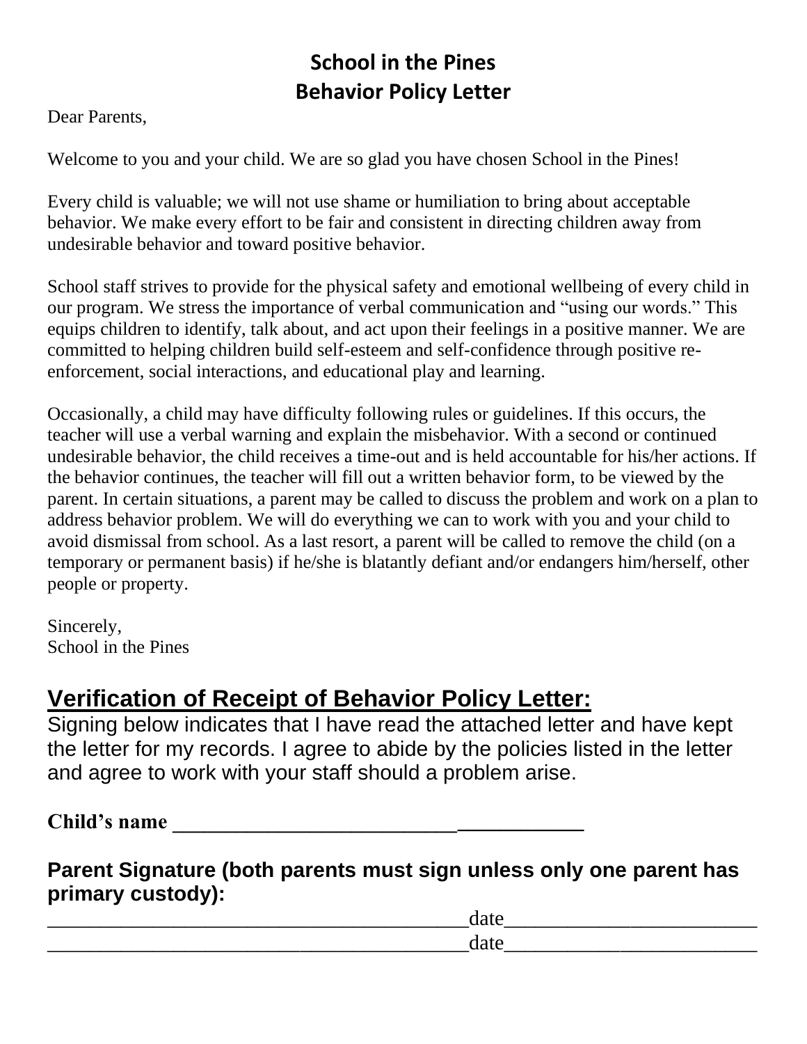# School in the Pines
# Behavior Policy Letter

Dear Parents,

Welcome to you and your child. We are so glad you have chosen School in the Pines!

Every child is valuable; we will not use shame or humiliation to bring about acceptable behavior. We make every effort to be fair and consistent in directing children away from undesirable behavior and toward positive behavior.

School staff strives to provide for the physical safety and emotional wellbeing of every child in our program. We stress the importance of verbal communication and "using our words." This equips children to identify, talk about, and act upon their feelings in a positive manner. We are committed to helping children build self-esteem and self-confidence through positive re-enforcement, social interactions, and educational play and learning.

Occasionally, a child may have difficulty following rules or guidelines. If this occurs, the teacher will use a verbal warning and explain the misbehavior. With a second or continued undesirable behavior, the child receives a time-out and is held accountable for his/her actions. If the behavior continues, the teacher will fill out a written behavior form, to be viewed by the parent. In certain situations, a parent may be called to discuss the problem and work on a plan to address behavior problem. We will do everything we can to work with you and your child to avoid dismissal from school. As a last resort, a parent will be called to remove the child (on a temporary or permanent basis) if he/she is blatantly defiant and/or endangers him/herself, other people or property.

Sincerely,
School in the Pines

## Verification of Receipt of Behavior Policy Letter:

Signing below indicates that I have read the attached letter and have kept the letter for my records. I agree to abide by the policies listed in the letter and agree to work with your staff should a problem arise.

**Child's name** ________________________________________

**Parent Signature (both parents must sign unless only one parent has primary custody):**

________________________________________date________________________

________________________________________date________________________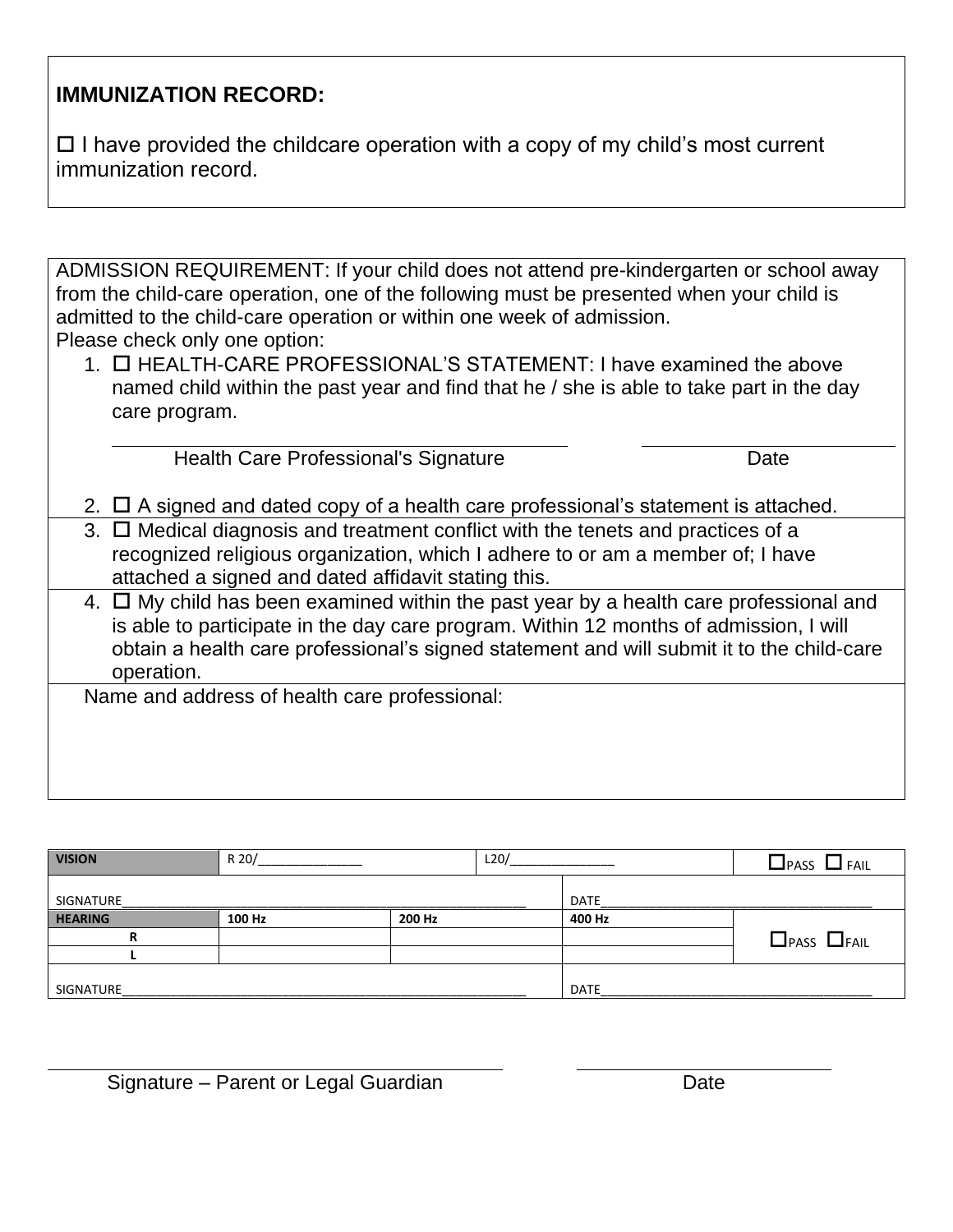**IMMUNIZATION RECORD:**

☐ I have provided the childcare operation with a copy of my child's most current immunization record.

ADMISSION REQUIREMENT: If your child does not attend pre-kindergarten or school away from the child-care operation, one of the following must be presented when your child is admitted to the child-care operation or within one week of admission.
Please check only one option:

1. ☐ HEALTH-CARE PROFESSIONAL'S STATEMENT: I have examined the above named child within the past year and find that he / she is able to take part in the day care program.

   \_\_\_\_\_\_\_\_\_\_\_\_\_\_\_\_\_\_\_\_\_\_\_\_\_\_\_\_\_\_\_\_\_\_\_\_\_\_\_\_ \_\_\_\_\_\_\_\_\_\_\_\_\_\_\_\_\_\_\_\_\_\_\_\_
   Health Care Professional's Signature Date

2. ☐ A signed and dated copy of a health care professional's statement is attached.
3. ☐ Medical diagnosis and treatment conflict with the tenets and practices of a recognized religious organization, which I adhere to or am a member of; I have attached a signed and dated affidavit stating this.
4. ☐ My child has been examined within the past year by a health care professional and is able to participate in the day care program. Within 12 months of admission, I will obtain a health care professional's signed statement and will submit it to the child-care operation.

Name and address of health care professional:

| | | | | |
|---|---|---|---|---|
| **VISION** | R 20/\_\_\_\_\_\_\_\_\_\_\_\_\_\_ | | L20/\_\_\_\_\_\_\_\_\_\_\_\_\_\_ | ☐PASS ☐ FAIL |
| SIGNATURE\_\_\_\_\_\_\_\_\_\_\_\_\_\_\_\_\_\_\_\_\_\_\_\_\_\_\_\_\_\_\_\_\_\_\_\_\_\_\_\_\_\_\_\_\_\_\_\_\_\_\_\_ | | | DATE\_\_\_\_\_\_\_\_\_\_\_\_\_\_\_\_\_\_\_\_\_\_\_\_\_\_\_\_\_\_\_\_\_\_\_\_ | |
| **HEARING** | **100 Hz** | **200 Hz** | **400 Hz** | |
| **R** | | | | ☐PASS ☐FAIL |
| **L** | | | | |
| SIGNATURE\_\_\_\_\_\_\_\_\_\_\_\_\_\_\_\_\_\_\_\_\_\_\_\_\_\_\_\_\_\_\_\_\_\_\_\_\_\_\_\_\_\_\_\_\_\_\_\_\_\_\_\_ | | | DATE\_\_\_\_\_\_\_\_\_\_\_\_\_\_\_\_\_\_\_\_\_\_\_\_\_\_\_\_\_\_\_\_\_\_\_\_ | |

\_\_\_\_\_\_\_\_\_\_\_\_\_\_\_\_\_\_\_\_\_\_\_\_\_\_\_\_\_\_\_\_\_\_\_\_\_\_\_\_ \_\_\_\_\_\_\_\_\_\_\_\_\_\_\_\_\_\_\_\_\_\_\_\_
Signature – Parent or Legal Guardian Date